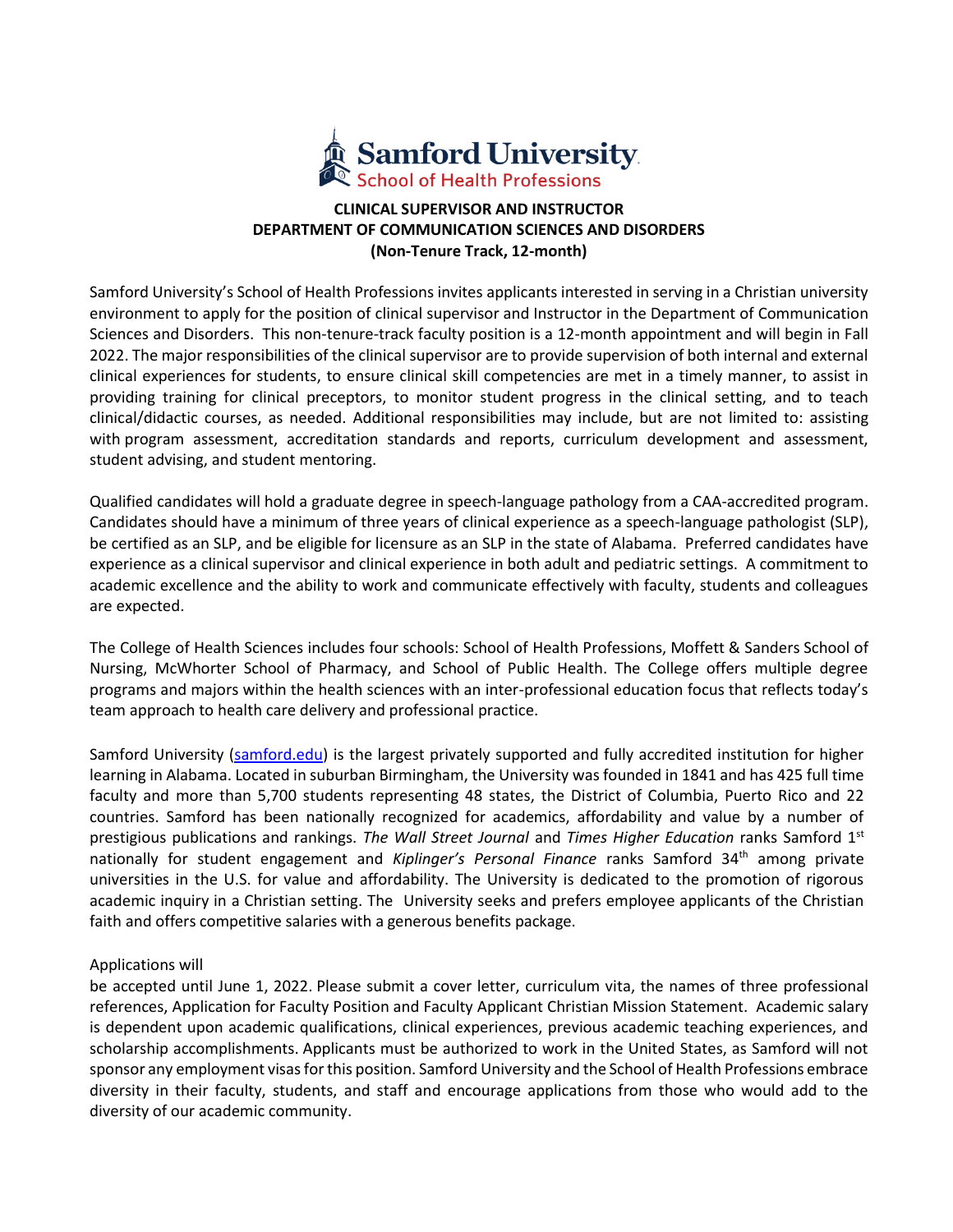**Samford University**
School of Health Professions

**CLINICAL SUPERVISOR AND INSTRUCTOR**
**DEPARTMENT OF COMMUNICATION SCIENCES AND DISORDERS**
**(Non-Tenure Track, 12-month)**

Samford University's School of Health Professions invites applicants interested in serving in a Christian university environment to apply for the position of clinical supervisor and Instructor in the Department of Communication Sciences and Disorders. This non-tenure-track faculty position is a 12-month appointment and will begin in Fall 2022. The major responsibilities of the clinical supervisor are to provide supervision of both internal and external clinical experiences for students, to ensure clinical skill competencies are met in a timely manner, to assist in providing training for clinical preceptors, to monitor student progress in the clinical setting, and to teach clinical/didactic courses, as needed. Additional responsibilities may include, but are not limited to: assisting with program assessment, accreditation standards and reports, curriculum development and assessment, student advising, and student mentoring.

Qualified candidates will hold a graduate degree in speech-language pathology from a CAA-accredited program. Candidates should have a minimum of three years of clinical experience as a speech-language pathologist (SLP), be certified as an SLP, and be eligible for licensure as an SLP in the state of Alabama. Preferred candidates have experience as a clinical supervisor and clinical experience in both adult and pediatric settings. A commitment to academic excellence and the ability to work and communicate effectively with faculty, students and colleagues are expected.

The College of Health Sciences includes four schools: School of Health Professions, Moffett & Sanders School of Nursing, McWhorter School of Pharmacy, and School of Public Health. The College offers multiple degree programs and majors within the health sciences with an inter-professional education focus that reflects today's team approach to health care delivery and professional practice.

Samford University ([samford.edu](samford.edu)) is the largest privately supported and fully accredited institution for higher learning in Alabama. Located in suburban Birmingham, the University was founded in 1841 and has 425 full time faculty and more than 5,700 students representing 48 states, the District of Columbia, Puerto Rico and 22 countries. Samford has been nationally recognized for academics, affordability and value by a number of prestigious publications and rankings. *The Wall Street Journal* and *Times Higher Education* ranks Samford 1st nationally for student engagement and *Kiplinger's Personal Finance* ranks Samford 34th among private universities in the U.S. for value and affordability. The University is dedicated to the promotion of rigorous academic inquiry in a Christian setting. The University seeks and prefers employee applicants of the Christian faith and offers competitive salaries with a generous benefits package.

Applications will
be accepted until June 1, 2022. Please submit a cover letter, curriculum vita, the names of three professional references, Application for Faculty Position and Faculty Applicant Christian Mission Statement. Academic salary is dependent upon academic qualifications, clinical experiences, previous academic teaching experiences, and scholarship accomplishments. Applicants must be authorized to work in the United States, as Samford will not sponsor any employment visas for this position. Samford University and the School of Health Professions embrace diversity in their faculty, students, and staff and encourage applications from those who would add to the diversity of our academic community.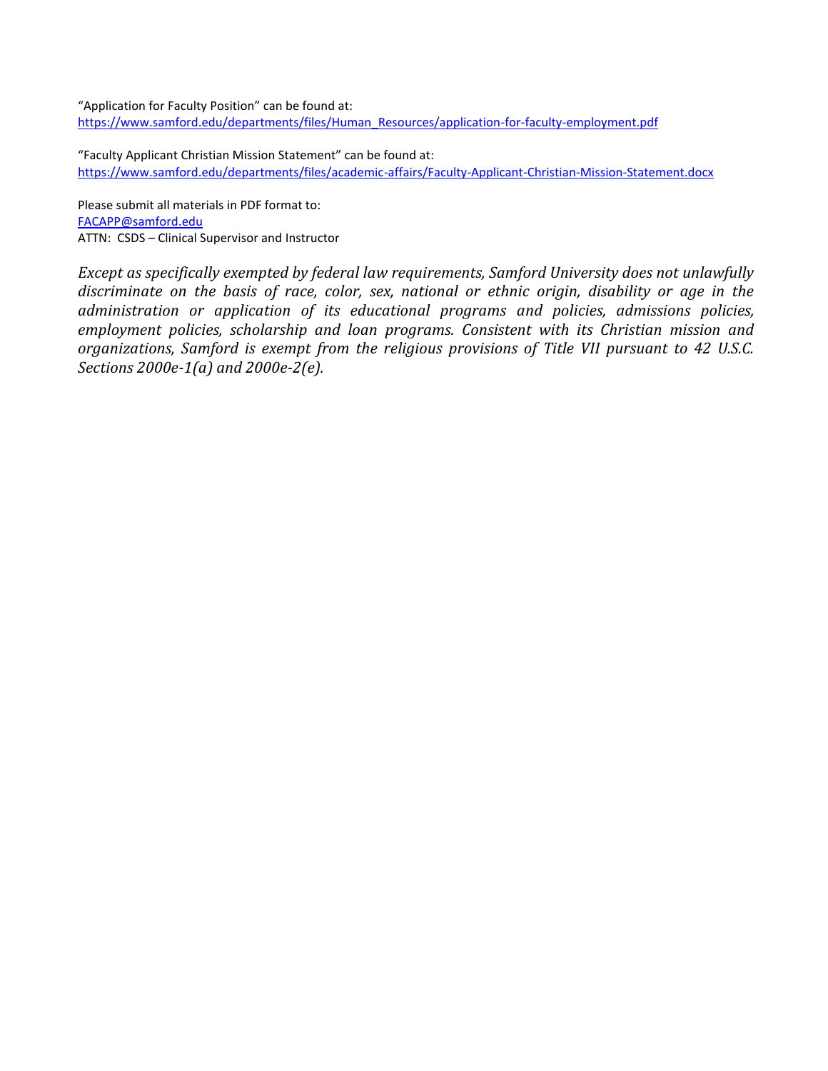"Application for Faculty Position" can be found at:
https://www.samford.edu/departments/files/Human_Resources/application-for-faculty-employment.pdf

"Faculty Applicant Christian Mission Statement" can be found at:
https://www.samford.edu/departments/files/academic-affairs/Faculty-Applicant-Christian-Mission-Statement.docx

Please submit all materials in PDF format to:
FACAPP@samford.edu
ATTN: CSDS – Clinical Supervisor and Instructor

*Except as specifically exempted by federal law requirements, Samford University does not unlawfully discriminate on the basis of race, color, sex, national or ethnic origin, disability or age in the administration or application of its educational programs and policies, admissions policies, employment policies, scholarship and loan programs. Consistent with its Christian mission and organizations, Samford is exempt from the religious provisions of Title VII pursuant to 42 U.S.C. Sections 2000e-1(a) and 2000e-2(e).*